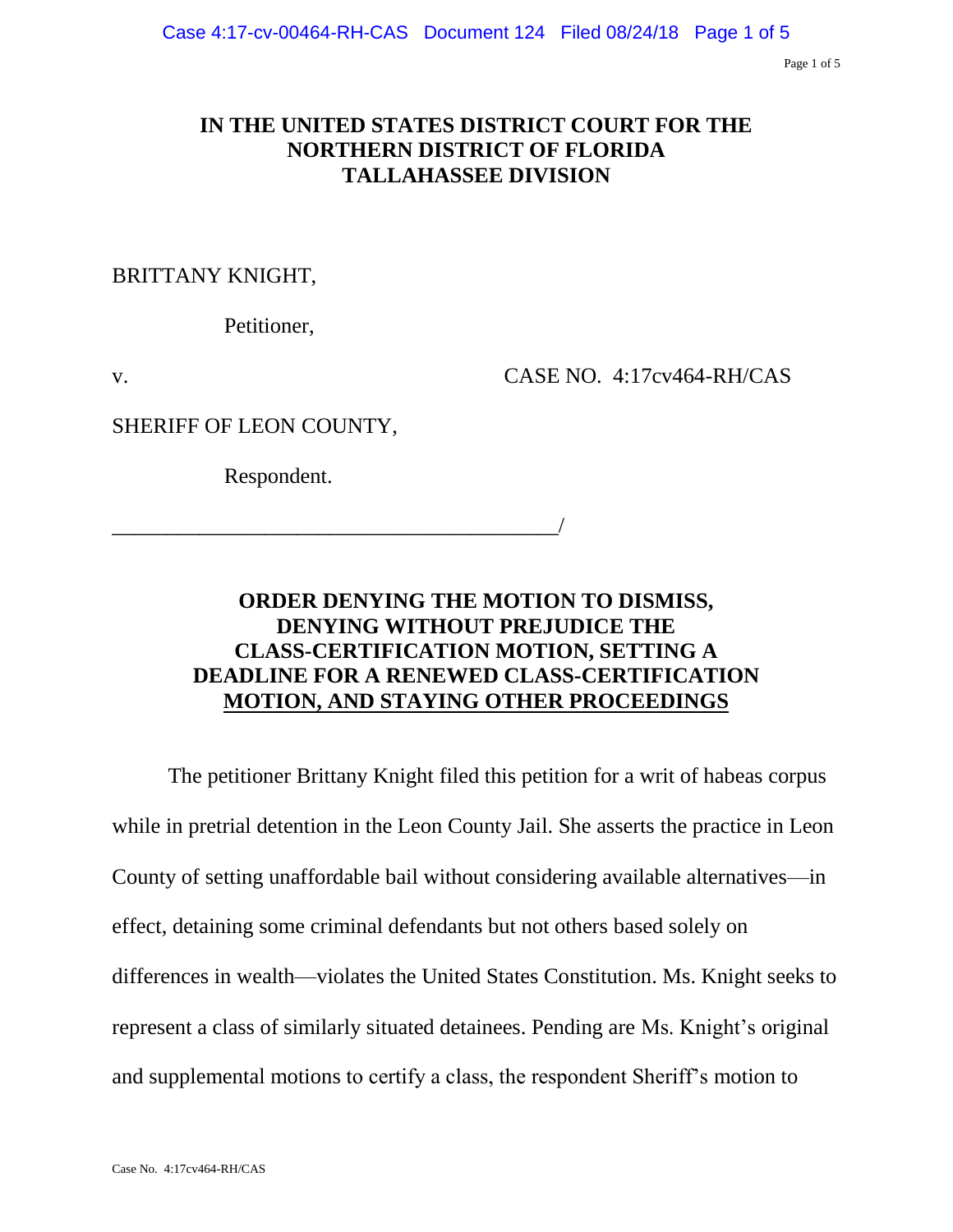**IN THE UNITED STATES DISTRICT COURT FOR THE NORTHERN DISTRICT OF FLORIDA TALLAHASSEE DIVISION**

BRITTANY KNIGHT,

Petitioner,

v. CASE NO. 4:17cv464-RH/CAS

SHERIFF OF LEON COUNTY,

Respondent.

_________________________________________/

**ORDER DENYING THE MOTION TO DISMISS, DENYING WITHOUT PREJUDICE THE CLASS-CERTIFICATION MOTION, SETTING A DEADLINE FOR A RENEWED CLASS-CERTIFICATION MOTION, AND STAYING OTHER PROCEEDINGS**

The petitioner Brittany Knight filed this petition for a writ of habeas corpus while in pretrial detention in the Leon County Jail. She asserts the practice in Leon County of setting unaffordable bail without considering available alternatives—in effect, detaining some criminal defendants but not others based solely on differences in wealth—violates the United States Constitution. Ms. Knight seeks to represent a class of similarly situated detainees. Pending are Ms. Knight's original and supplemental motions to certify a class, the respondent Sheriff's motion to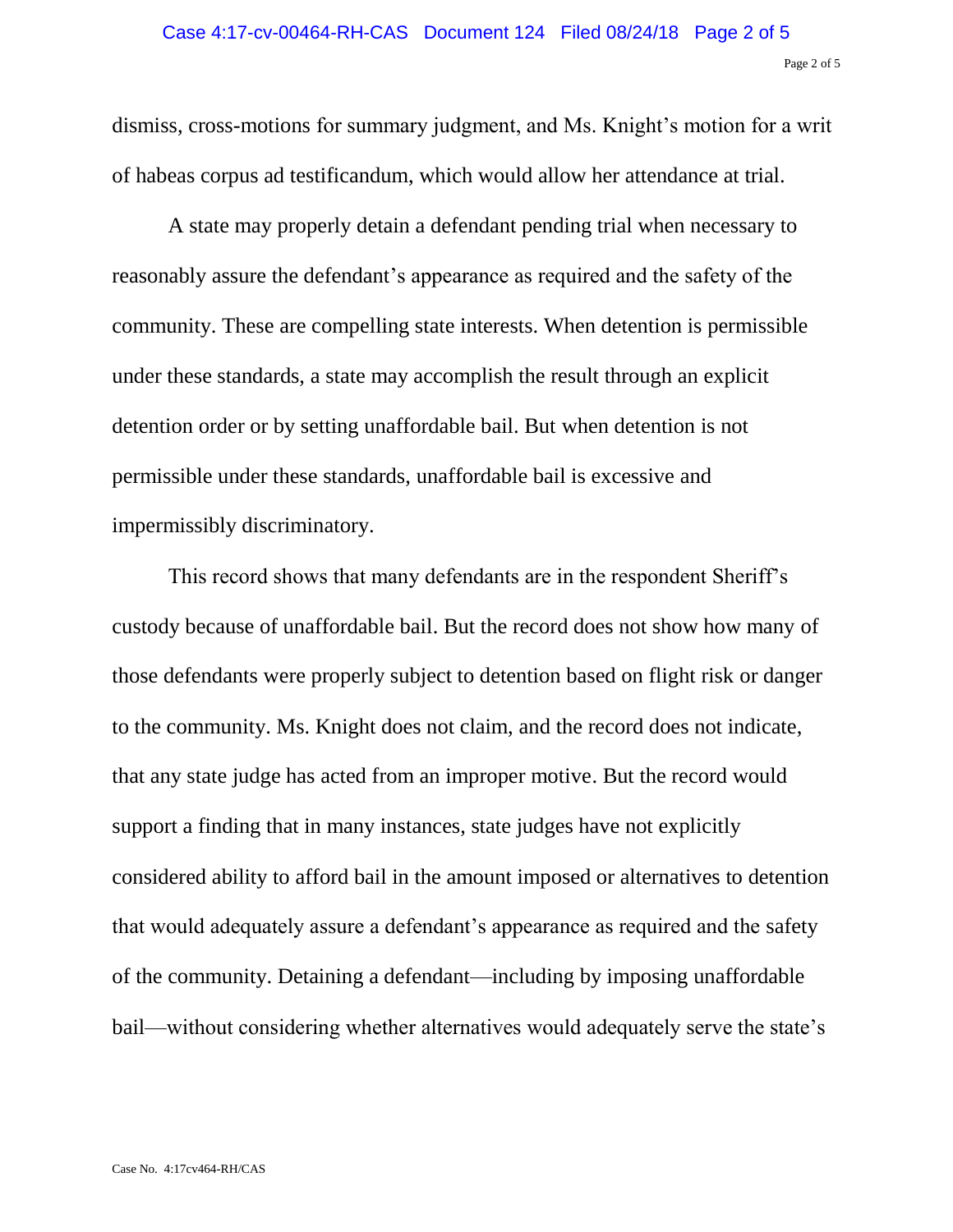dismiss, cross-motions for summary judgment, and Ms. Knight's motion for a writ of habeas corpus ad testificandum, which would allow her attendance at trial.

A state may properly detain a defendant pending trial when necessary to reasonably assure the defendant's appearance as required and the safety of the community. These are compelling state interests. When detention is permissible under these standards, a state may accomplish the result through an explicit detention order or by setting unaffordable bail. But when detention is not permissible under these standards, unaffordable bail is excessive and impermissibly discriminatory.

This record shows that many defendants are in the respondent Sheriff's custody because of unaffordable bail. But the record does not show how many of those defendants were properly subject to detention based on flight risk or danger to the community. Ms. Knight does not claim, and the record does not indicate, that any state judge has acted from an improper motive. But the record would support a finding that in many instances, state judges have not explicitly considered ability to afford bail in the amount imposed or alternatives to detention that would adequately assure a defendant's appearance as required and the safety of the community. Detaining a defendant—including by imposing unaffordable bail—without considering whether alternatives would adequately serve the state's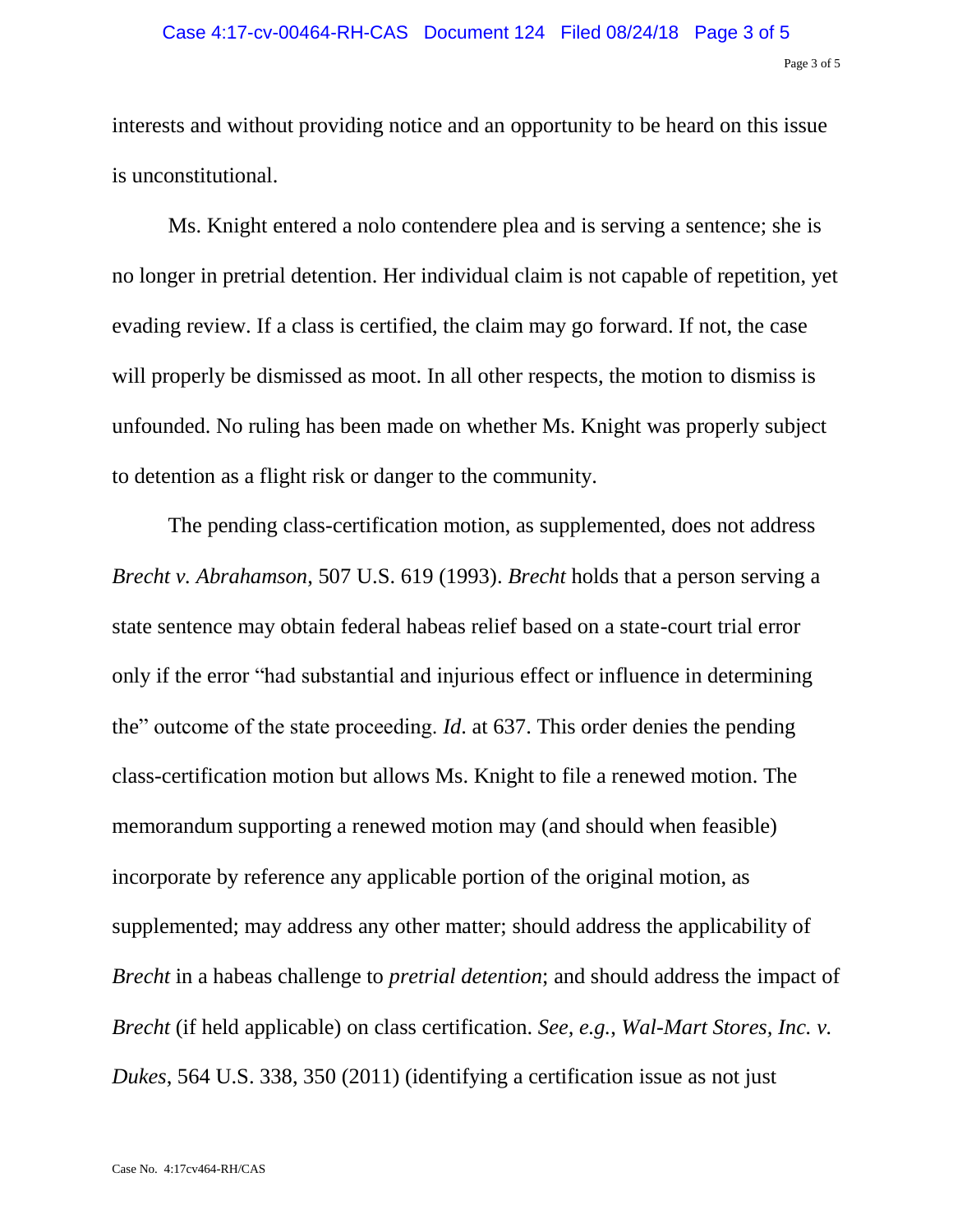interests and without providing notice and an opportunity to be heard on this issue is unconstitutional.

Ms. Knight entered a nolo contendere plea and is serving a sentence; she is no longer in pretrial detention. Her individual claim is not capable of repetition, yet evading review. If a class is certified, the claim may go forward. If not, the case will properly be dismissed as moot. In all other respects, the motion to dismiss is unfounded. No ruling has been made on whether Ms. Knight was properly subject to detention as a flight risk or danger to the community.

The pending class-certification motion, as supplemented, does not address *Brecht v. Abrahamson*, 507 U.S. 619 (1993). *Brecht* holds that a person serving a state sentence may obtain federal habeas relief based on a state-court trial error only if the error "had substantial and injurious effect or influence in determining the" outcome of the state proceeding. *Id.* at 637. This order denies the pending class-certification motion but allows Ms. Knight to file a renewed motion. The memorandum supporting a renewed motion may (and should when feasible) incorporate by reference any applicable portion of the original motion, as supplemented; may address any other matter; should address the applicability of *Brecht* in a habeas challenge to *pretrial detention*; and should address the impact of *Brecht* (if held applicable) on class certification. *See, e.g.*, *Wal-Mart Stores, Inc. v. Dukes*, 564 U.S. 338, 350 (2011) (identifying a certification issue as not just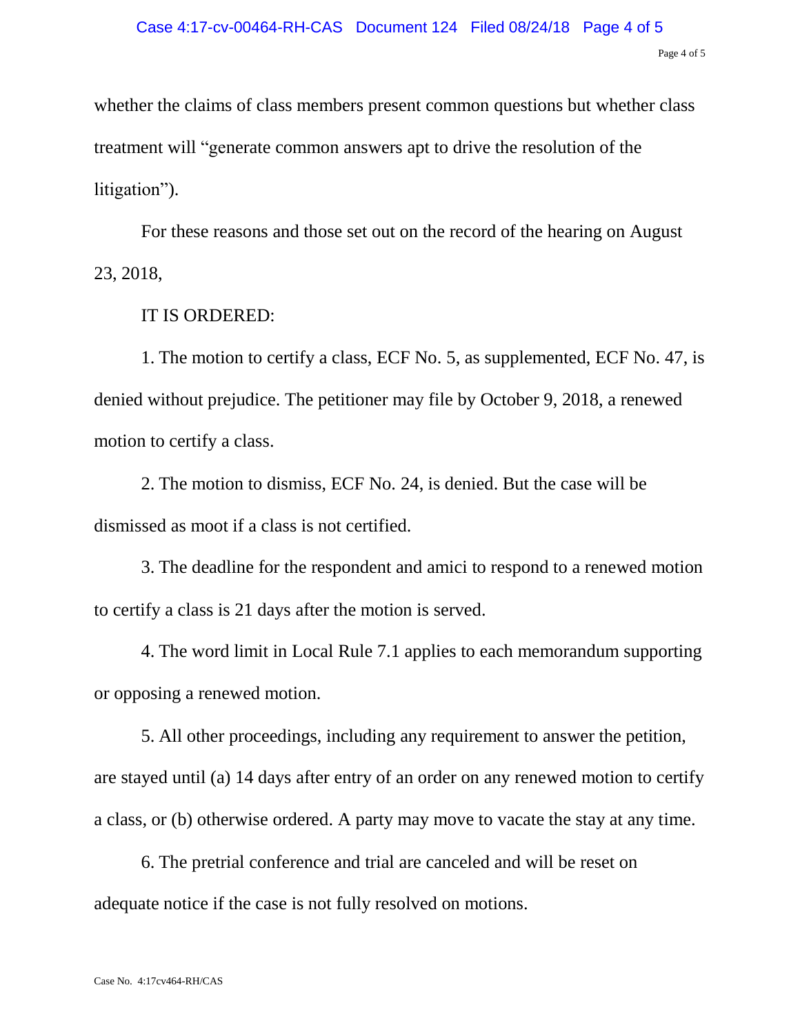whether the claims of class members present common questions but whether class treatment will "generate common answers apt to drive the resolution of the litigation").

For these reasons and those set out on the record of the hearing on August 23, 2018,

IT IS ORDERED:

1. The motion to certify a class, ECF No. 5, as supplemented, ECF No. 47, is denied without prejudice. The petitioner may file by October 9, 2018, a renewed motion to certify a class.

2. The motion to dismiss, ECF No. 24, is denied. But the case will be dismissed as moot if a class is not certified.

3. The deadline for the respondent and amici to respond to a renewed motion to certify a class is 21 days after the motion is served.

4. The word limit in Local Rule 7.1 applies to each memorandum supporting or opposing a renewed motion.

5. All other proceedings, including any requirement to answer the petition, are stayed until (a) 14 days after entry of an order on any renewed motion to certify a class, or (b) otherwise ordered. A party may move to vacate the stay at any time.

6. The pretrial conference and trial are canceled and will be reset on adequate notice if the case is not fully resolved on motions.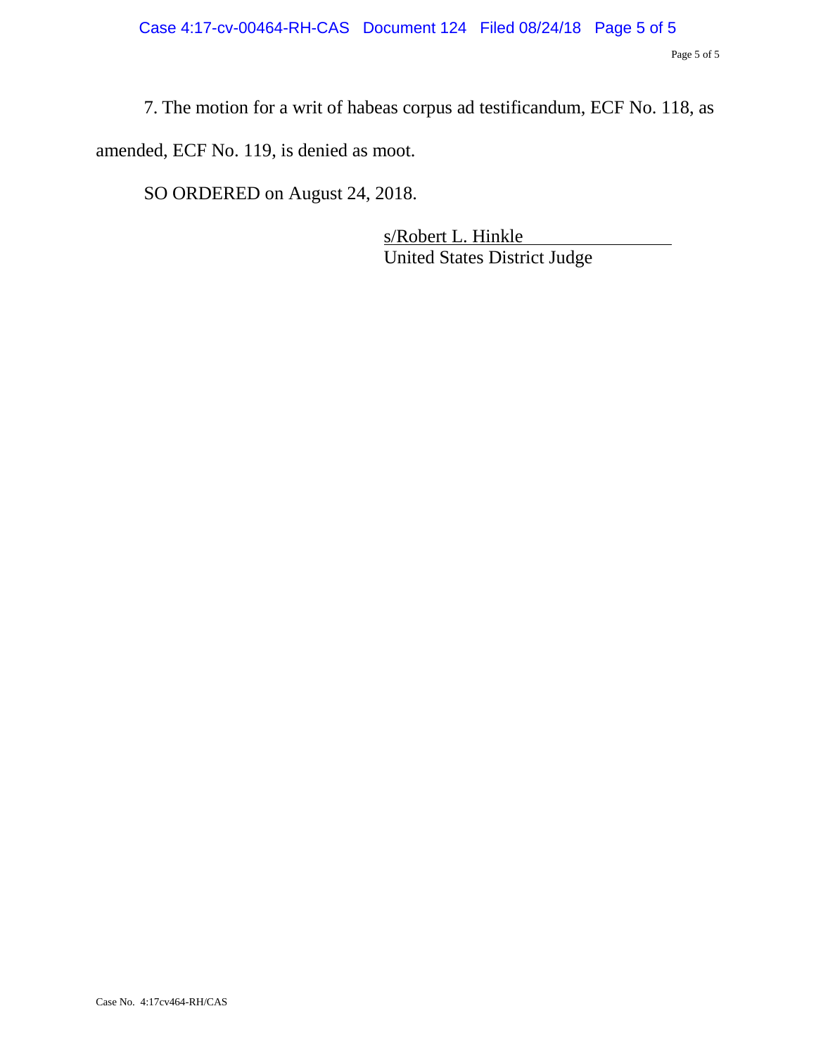7. The motion for a writ of habeas corpus ad testificandum, ECF No. 118, as amended, ECF No. 119, is denied as moot.

SO ORDERED on August 24, 2018.

s/Robert L. Hinkle
United States District Judge